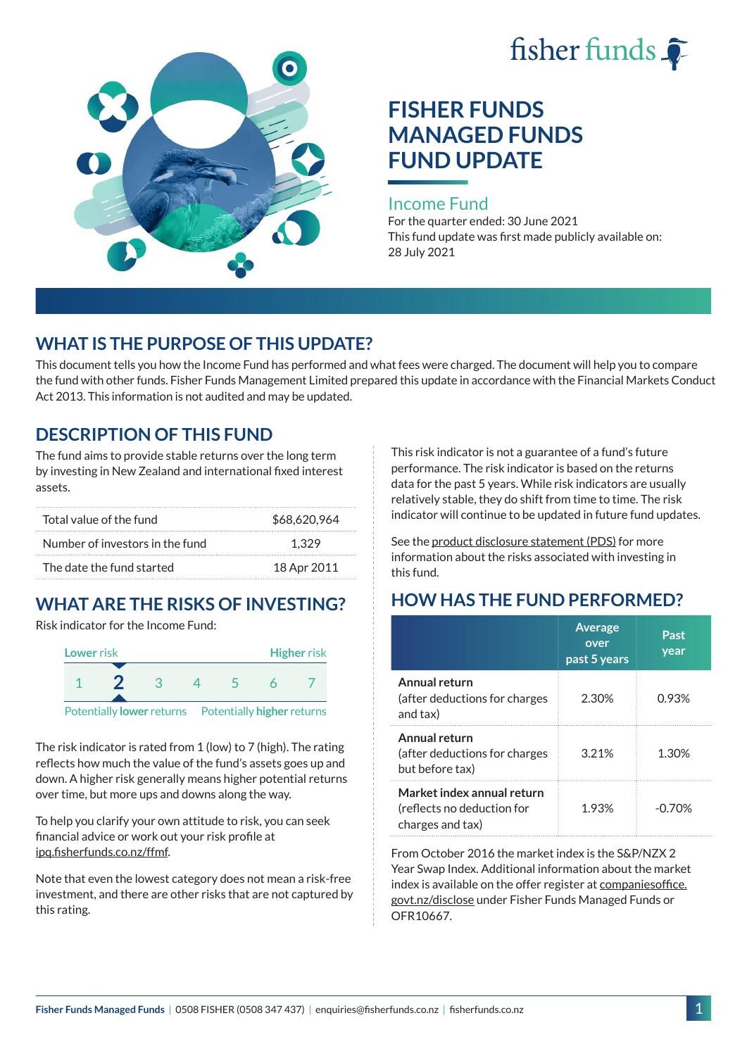# FISHER FUNDS MANAGED FUNDS FUND UPDATE

## Income Fund

For the quarter ended: 30 June 2021

This fund update was first made publicly available on: 28 July 2021

## WHAT IS THE PURPOSE OF THIS UPDATE?

This document tells you how the Income Fund has performed and what fees were charged. The document will help you to compare the fund with other funds. Fisher Funds Management Limited prepared this update in accordance with the Financial Markets Conduct Act 2013. This information is not audited and may be updated.

## DESCRIPTION OF THIS FUND

The fund aims to provide stable returns over the long term by investing in New Zealand and international fixed interest assets.

| | |
|---|---|
| Total value of the fund | $68,620,964 |
| Number of investors in the fund | 1,329 |
| The date the fund started | 18 Apr 2011 |

## WHAT ARE THE RISKS OF INVESTING?

Risk indicator for the Income Fund:

| Lower risk | | | | | | Higher risk |
|---|---|---|---|---|---|---|
| 1 | **2** | 3 | 4 | 5 | 6 | 7 |
| Potentially lower returns | | | | | | Potentially higher returns |

The risk indicator is rated from 1 (low) to 7 (high). The rating reflects how much the value of the fund's assets goes up and down. A higher risk generally means higher potential returns over time, but more ups and downs along the way.

To help you clarify your own attitude to risk, you can seek financial advice or work out your risk profile at ipq.fisherfunds.co.nz/ffmf.

Note that even the lowest category does not mean a risk-free investment, and there are other risks that are not captured by this rating.

This risk indicator is not a guarantee of a fund's future performance. The risk indicator is based on the returns data for the past 5 years. While risk indicators are usually relatively stable, they do shift from time to time. The risk indicator will continue to be updated in future fund updates.

See the product disclosure statement (PDS) for more information about the risks associated with investing in this fund.

## HOW HAS THE FUND PERFORMED?

| | Average over past 5 years | Past year |
|---|---|---|
| **Annual return** (after deductions for charges and tax) | 2.30% | 0.93% |
| **Annual return** (after deductions for charges but before tax) | 3.21% | 1.30% |
| **Market index annual return** (reflects no deduction for charges and tax) | 1.93% | -0.70% |

From October 2016 the market index is the S&P/NZX 2 Year Swap Index. Additional information about the market index is available on the offer register at companiesoffice.govt.nz/disclose under Fisher Funds Managed Funds or OFR10667.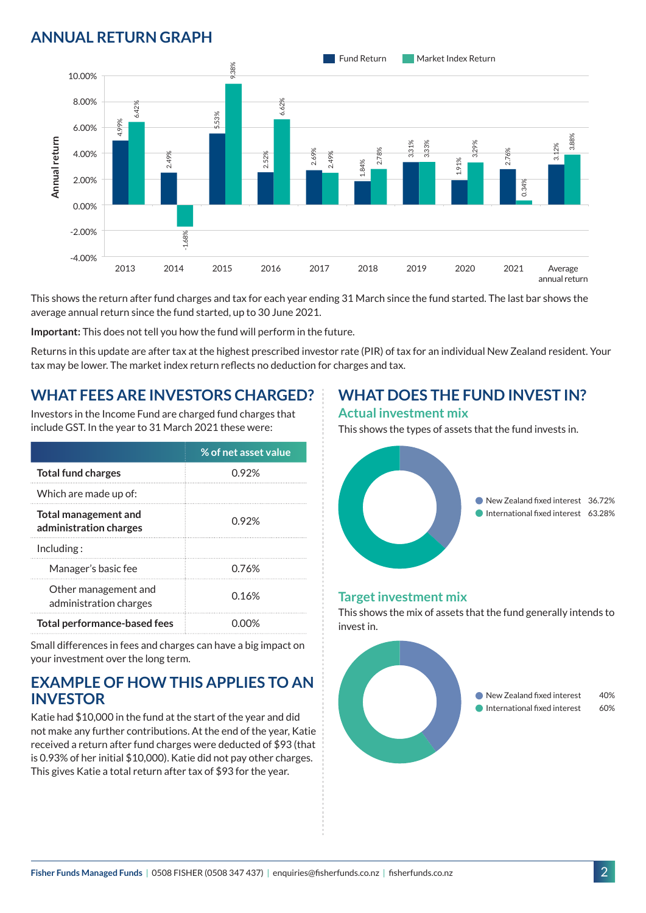## ANNUAL RETURN GRAPH

| Year | Fund Return | Market Index Return |
|---|---|---|
| 2013 | 4.99% | 6.42% |
| 2014 | 2.49% | -1.68% |
| 2015 | 5.53% | 9.38% |
| 2016 | 2.52% | 6.62% |
| 2017 | 2.69% | 2.49% |
| 2018 | 1.84% | 2.78% |
| 2019 | 3.31% | 3.33% |
| 2020 | 1.91% | 3.29% |
| 2021 | 2.76% | 0.34% |
| Average annual return | 3.12% | 3.88% |

This shows the return after fund charges and tax for each year ending 31 March since the fund started. The last bar shows the average annual return since the fund started, up to 30 June 2021.

**Important:** This does not tell you how the fund will perform in the future.

Returns in this update are after tax at the highest prescribed investor rate (PIR) of tax for an individual New Zealand resident. Your tax may be lower. The market index return reflects no deduction for charges and tax.

## WHAT FEES ARE INVESTORS CHARGED?

Investors in the Income Fund are charged fund charges that include GST. In the year to 31 March 2021 these were:

| | % of net asset value |
|---|---|
| **Total fund charges** | 0.92% |
| Which are made up of: | |
| **Total management and administration charges** | 0.92% |
| Including : | |
| Manager's basic fee | 0.76% |
| Other management and administration charges | 0.16% |
| **Total performance-based fees** | 0.00% |

Small differences in fees and charges can have a big impact on your investment over the long term.

## EXAMPLE OF HOW THIS APPLIES TO AN INVESTOR

Katie had $10,000 in the fund at the start of the year and did not make any further contributions. At the end of the year, Katie received a return after fund charges were deducted of $93 (that is 0.93% of her initial $10,000). Katie did not pay other charges. This gives Katie a total return after tax of $93 for the year.

## WHAT DOES THE FUND INVEST IN?

### Actual investment mix

This shows the types of assets that the fund invests in.

| Asset | % |
|---|---|
| New Zealand fixed interest | 36.72% |
| International fixed interest | 63.28% |

### Target investment mix

This shows the mix of assets that the fund generally intends to invest in.

| Asset | % |
|---|---|
| New Zealand fixed interest | 40% |
| International fixed interest | 60% |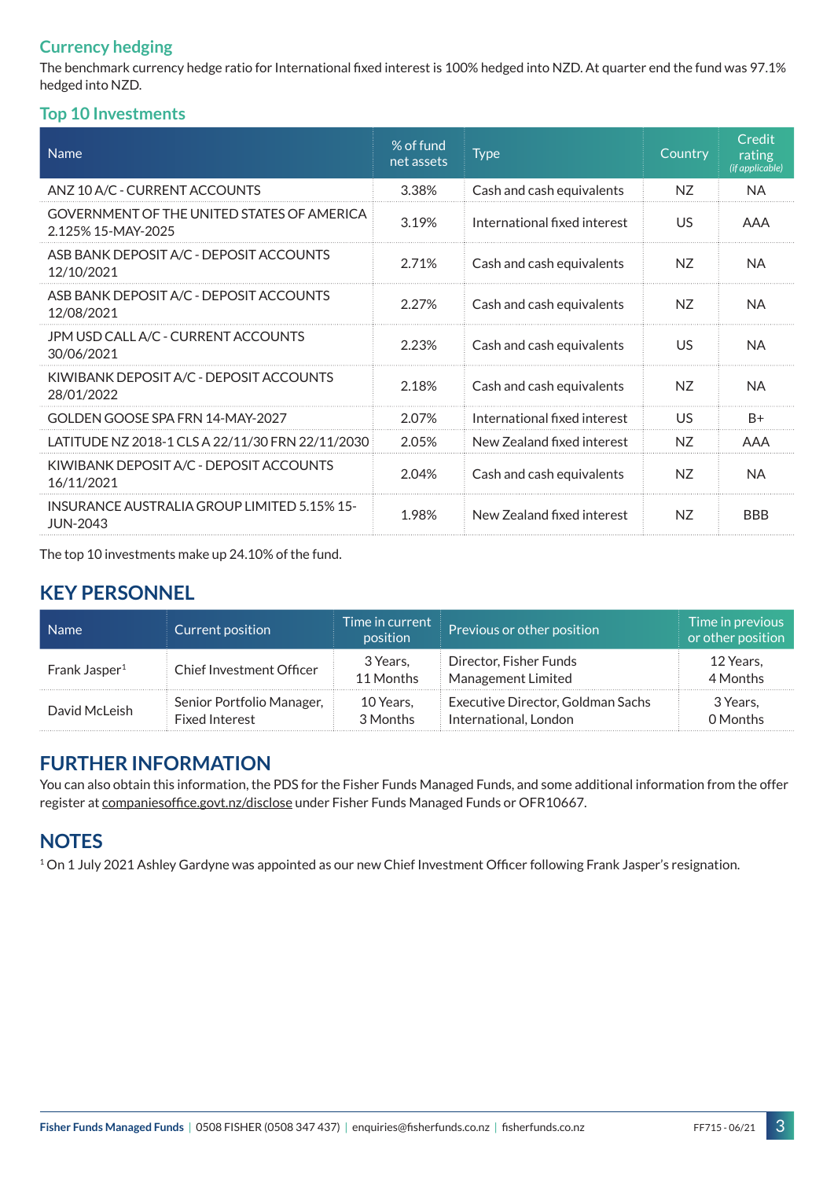## Currency hedging

The benchmark currency hedge ratio for International fixed interest is 100% hedged into NZD. At quarter end the fund was 97.1% hedged into NZD.

## Top 10 Investments

| Name | % of fund net assets | Type | Country | Credit rating *(if applicable)* |
|---|---|---|---|---|
| ANZ 10 A/C - CURRENT ACCOUNTS | 3.38% | Cash and cash equivalents | NZ | NA |
| GOVERNMENT OF THE UNITED STATES OF AMERICA 2.125% 15-MAY-2025 | 3.19% | International fixed interest | US | AAA |
| ASB BANK DEPOSIT A/C - DEPOSIT ACCOUNTS 12/10/2021 | 2.71% | Cash and cash equivalents | NZ | NA |
| ASB BANK DEPOSIT A/C - DEPOSIT ACCOUNTS 12/08/2021 | 2.27% | Cash and cash equivalents | NZ | NA |
| JPM USD CALL A/C - CURRENT ACCOUNTS 30/06/2021 | 2.23% | Cash and cash equivalents | US | NA |
| KIWIBANK DEPOSIT A/C - DEPOSIT ACCOUNTS 28/01/2022 | 2.18% | Cash and cash equivalents | NZ | NA |
| GOLDEN GOOSE SPA FRN 14-MAY-2027 | 2.07% | International fixed interest | US | B+ |
| LATITUDE NZ 2018-1 CLS A 22/11/30 FRN 22/11/2030 | 2.05% | New Zealand fixed interest | NZ | AAA |
| KIWIBANK DEPOSIT A/C - DEPOSIT ACCOUNTS 16/11/2021 | 2.04% | Cash and cash equivalents | NZ | NA |
| INSURANCE AUSTRALIA GROUP LIMITED 5.15% 15-JUN-2043 | 1.98% | New Zealand fixed interest | NZ | BBB |

The top 10 investments make up 24.10% of the fund.

## KEY PERSONNEL

| Name | Current position | Time in current position | Previous or other position | Time in previous or other position |
|---|---|---|---|---|
| Frank Jasper[1] | Chief Investment Officer | 3 Years, 11 Months | Director, Fisher Funds Management Limited | 12 Years, 4 Months |
| David McLeish | Senior Portfolio Manager, Fixed Interest | 10 Years, 3 Months | Executive Director, Goldman Sachs International, London | 3 Years, 0 Months |

## FURTHER INFORMATION

You can also obtain this information, the PDS for the Fisher Funds Managed Funds, and some additional information from the offer register at companiesoffice.govt.nz/disclose under Fisher Funds Managed Funds or OFR10667.

## NOTES

[1] On 1 July 2021 Ashley Gardyne was appointed as our new Chief Investment Officer following Frank Jasper's resignation.